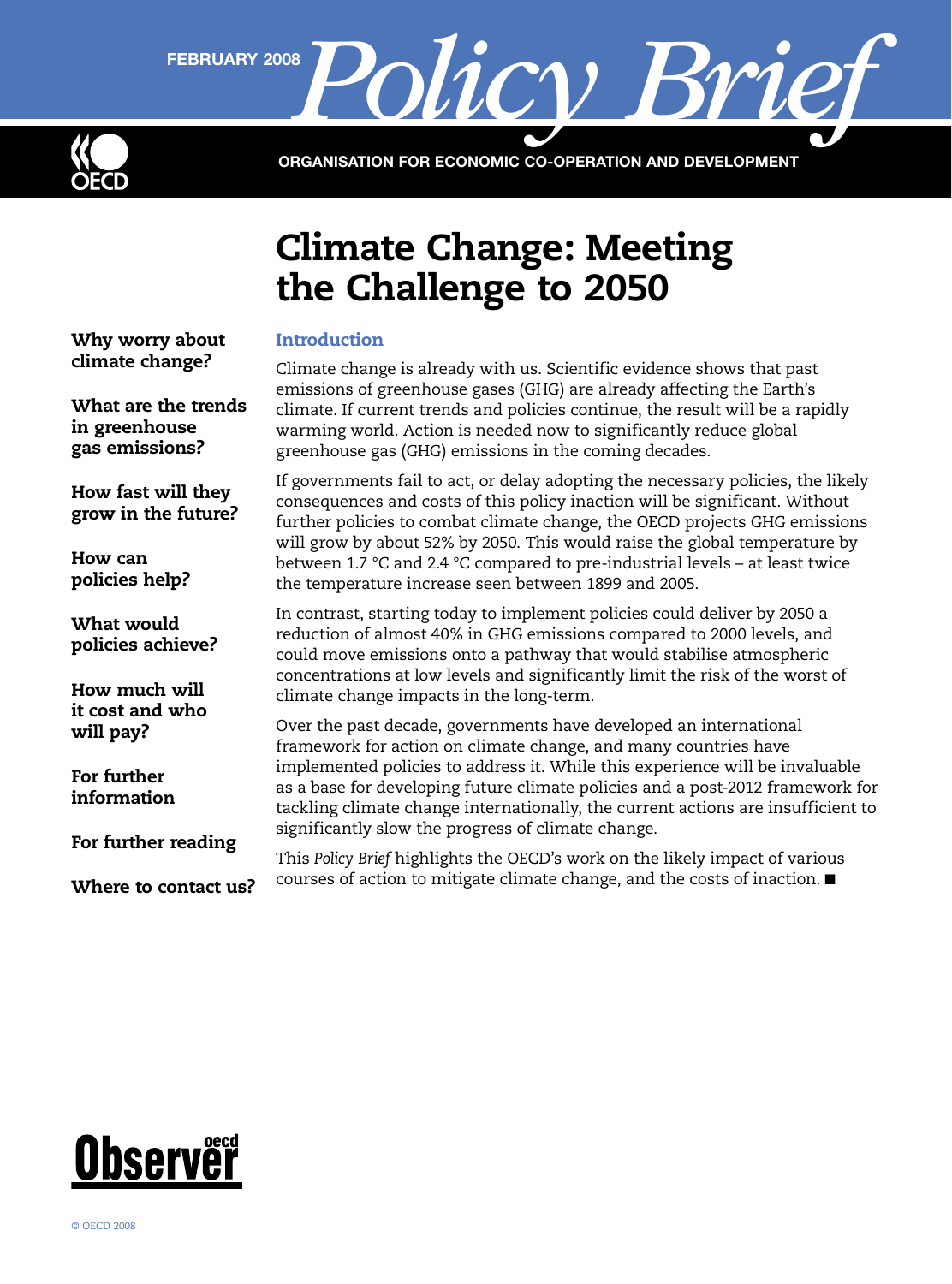FEBRUARY 2008 *Policy Brief*

ORGANISATION FOR ECONOMIC CO-OPERATION AND DEVELOPMENT

# Climate Change: Meeting the Challenge to 2050

**Why worry about climate change?**

**What are the trends in greenhouse gas emissions?**

**How fast will they grow in the future?**

**How can policies help?**

**What would policies achieve?**

**How much will it cost and who will pay?**

**For further information**

**For further reading**

**Where to contact us?**

## Introduction

Climate change is already with us. Scientific evidence shows that past emissions of greenhouse gases (GHG) are already affecting the Earth's climate. If current trends and policies continue, the result will be a rapidly warming world. Action is needed now to significantly reduce global greenhouse gas (GHG) emissions in the coming decades.

If governments fail to act, or delay adopting the necessary policies, the likely consequences and costs of this policy inaction will be significant. Without further policies to combat climate change, the OECD projects GHG emissions will grow by about 52% by 2050. This would raise the global temperature by between 1.7 °C and 2.4 °C compared to pre-industrial levels – at least twice the temperature increase seen between 1899 and 2005.

In contrast, starting today to implement policies could deliver by 2050 a reduction of almost 40% in GHG emissions compared to 2000 levels, and could move emissions onto a pathway that would stabilise atmospheric concentrations at low levels and significantly limit the risk of the worst of climate change impacts in the long-term.

Over the past decade, governments have developed an international framework for action on climate change, and many countries have implemented policies to address it. While this experience will be invaluable as a base for developing future climate policies and a post-2012 framework for tackling climate change internationally, the current actions are insufficient to significantly slow the progress of climate change.

This *Policy Brief* highlights the OECD's work on the likely impact of various courses of action to mitigate climate change, and the costs of inaction. ■

© OECD 2008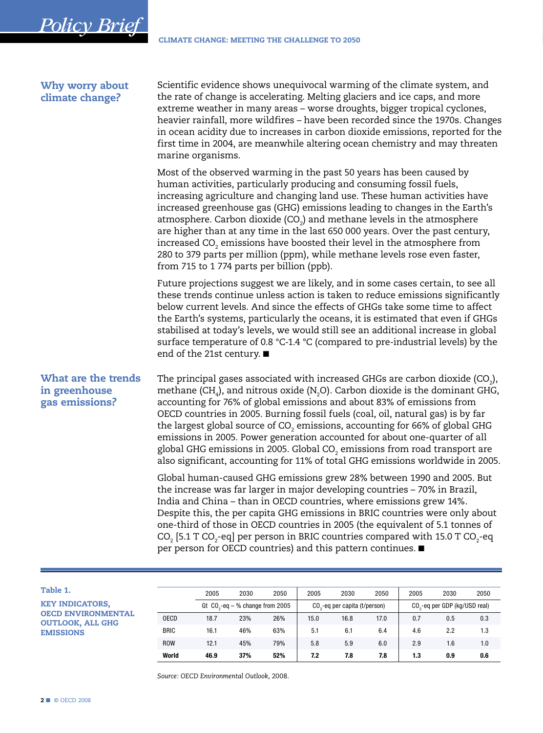## Why worry about climate change?

Scientific evidence shows unequivocal warming of the climate system, and the rate of change is accelerating. Melting glaciers and ice caps, and more extreme weather in many areas – worse droughts, bigger tropical cyclones, heavier rainfall, more wildfires – have been recorded since the 1970s. Changes in ocean acidity due to increases in carbon dioxide emissions, reported for the first time in 2004, are meanwhile altering ocean chemistry and may threaten marine organisms.

Most of the observed warming in the past 50 years has been caused by human activities, particularly producing and consuming fossil fuels, increasing agriculture and changing land use. These human activities have increased greenhouse gas (GHG) emissions leading to changes in the Earth's atmosphere. Carbon dioxide ($CO_2$) and methane levels in the atmosphere are higher than at any time in the last 650 000 years. Over the past century, increased $CO_2$ emissions have boosted their level in the atmosphere from 280 to 379 parts per million (ppm), while methane levels rose even faster, from 715 to 1 774 parts per billion (ppb).

Future projections suggest we are likely, and in some cases certain, to see all these trends continue unless action is taken to reduce emissions significantly below current levels. And since the effects of GHGs take some time to affect the Earth's systems, particularly the oceans, it is estimated that even if GHGs stabilised at today's levels, we would still see an additional increase in global surface temperature of 0.8 °C-1.4 °C (compared to pre-industrial levels) by the end of the 21st century. ■

## What are the trends in greenhouse gas emissions?

The principal gases associated with increased GHGs are carbon dioxide ($CO_2$), methane ($CH_4$), and nitrous oxide ($N_2O$). Carbon dioxide is the dominant GHG, accounting for 76% of global emissions and about 83% of emissions from OECD countries in 2005. Burning fossil fuels (coal, oil, natural gas) is by far the largest global source of $CO_2$ emissions, accounting for 66% of global GHG emissions in 2005. Power generation accounted for about one-quarter of all global GHG emissions in 2005. Global $CO_2$ emissions from road transport are also significant, accounting for 11% of total GHG emissions worldwide in 2005.

Global human-caused GHG emissions grew 28% between 1990 and 2005. But the increase was far larger in major developing countries – 70% in Brazil, India and China – than in OECD countries, where emissions grew 14%. Despite this, the per capita GHG emissions in BRIC countries were only about one-third of those in OECD countries in 2005 (the equivalent of 5.1 tonnes of $CO_2$ [5.1 T $CO_2$-eq] per person in BRIC countries compared with 15.0 T $CO_2$-eq per person for OECD countries) and this pattern continues. ■

**Table 1.**

**KEY INDICATORS, OECD ENVIRONMENTAL OUTLOOK, ALL GHG EMISSIONS**

| | 2005 | 2030 | 2050 | 2005 | 2030 | 2050 | 2005 | 2030 | 2050 |
|---|---|---|---|---|---|---|---|---|---|
| | Gt $CO_2$-eq – % change from 2005 | | | $CO_2$-eq per capita (t/person) | | | $CO_2$-eq per GDP (kg/USD real) | | |
| OECD | 18.7 | 23% | 26% | 15.0 | 16.8 | 17.0 | 0.7 | 0.5 | 0.3 |
| BRIC | 16.1 | 46% | 63% | 5.1 | 6.1 | 6.4 | 4.6 | 2.2 | 1.3 |
| ROW | 12.1 | 45% | 79% | 5.8 | 5.9 | 6.0 | 2.9 | 1.6 | 1.0 |
| **World** | **46.9** | **37%** | **52%** | **7.2** | **7.8** | **7.8** | **1.3** | **0.9** | **0.6** |

*Source: OECD Environmental Outlook*, 2008.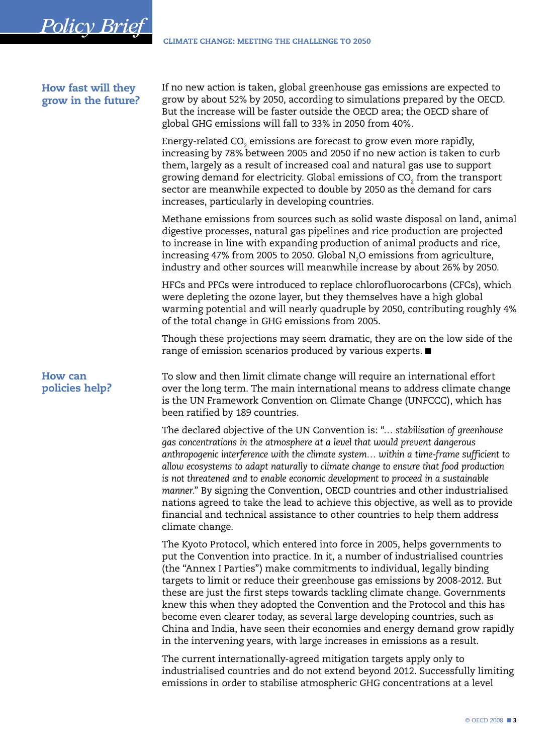## How fast will they grow in the future?

If no new action is taken, global greenhouse gas emissions are expected to grow by about 52% by 2050, according to simulations prepared by the OECD. But the increase will be faster outside the OECD area; the OECD share of global GHG emissions will fall to 33% in 2050 from 40%.

Energy-related $CO_2$ emissions are forecast to grow even more rapidly, increasing by 78% between 2005 and 2050 if no new action is taken to curb them, largely as a result of increased coal and natural gas use to support growing demand for electricity. Global emissions of $CO_2$ from the transport sector are meanwhile expected to double by 2050 as the demand for cars increases, particularly in developing countries.

Methane emissions from sources such as solid waste disposal on land, animal digestive processes, natural gas pipelines and rice production are projected to increase in line with expanding production of animal products and rice, increasing 47% from 2005 to 2050. Global $N_2O$ emissions from agriculture, industry and other sources will meanwhile increase by about 26% by 2050.

HFCs and PFCs were introduced to replace chlorofluorocarbons (CFCs), which were depleting the ozone layer, but they themselves have a high global warming potential and will nearly quadruple by 2050, contributing roughly 4% of the total change in GHG emissions from 2005.

Though these projections may seem dramatic, they are on the low side of the range of emission scenarios produced by various experts. ■

## How can policies help?

To slow and then limit climate change will require an international effort over the long term. The main international means to address climate change is the UN Framework Convention on Climate Change (UNFCCC), which has been ratified by 189 countries.

The declared objective of the UN Convention is: "*… stabilisation of greenhouse gas concentrations in the atmosphere at a level that would prevent dangerous anthropogenic interference with the climate system… within a time-frame sufficient to allow ecosystems to adapt naturally to climate change to ensure that food production is not threatened and to enable economic development to proceed in a sustainable manner.*" By signing the Convention, OECD countries and other industrialised nations agreed to take the lead to achieve this objective, as well as to provide financial and technical assistance to other countries to help them address climate change.

The Kyoto Protocol, which entered into force in 2005, helps governments to put the Convention into practice. In it, a number of industrialised countries (the "Annex I Parties") make commitments to individual, legally binding targets to limit or reduce their greenhouse gas emissions by 2008-2012. But these are just the first steps towards tackling climate change. Governments knew this when they adopted the Convention and the Protocol and this has become even clearer today, as several large developing countries, such as China and India, have seen their economies and energy demand grow rapidly in the intervening years, with large increases in emissions as a result.

The current internationally-agreed mitigation targets apply only to industrialised countries and do not extend beyond 2012. Successfully limiting emissions in order to stabilise atmospheric GHG concentrations at a level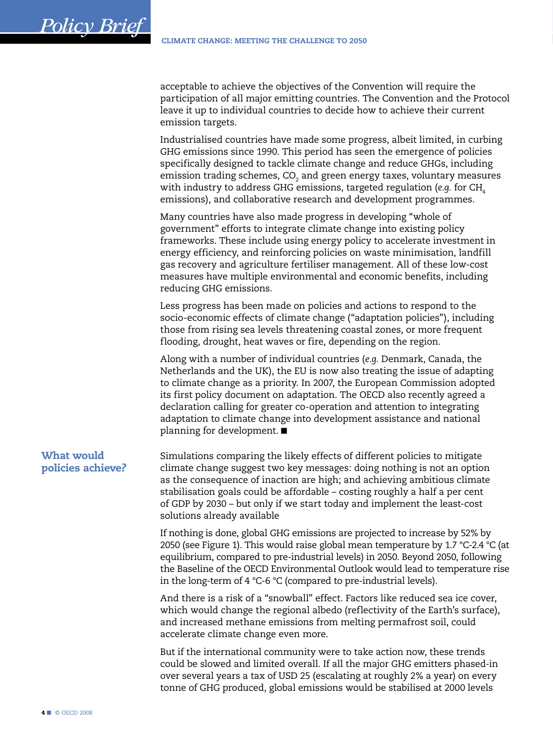acceptable to achieve the objectives of the Convention will require the participation of all major emitting countries. The Convention and the Protocol leave it up to individual countries to decide how to achieve their current emission targets.

Industrialised countries have made some progress, albeit limited, in curbing GHG emissions since 1990. This period has seen the emergence of policies specifically designed to tackle climate change and reduce GHGs, including emission trading schemes, $CO_2$ and green energy taxes, voluntary measures with industry to address GHG emissions, targeted regulation (*e.g.* for $CH_4$ emissions), and collaborative research and development programmes.

Many countries have also made progress in developing "whole of government" efforts to integrate climate change into existing policy frameworks. These include using energy policy to accelerate investment in energy efficiency, and reinforcing policies on waste minimisation, landfill gas recovery and agriculture fertiliser management. All of these low-cost measures have multiple environmental and economic benefits, including reducing GHG emissions.

Less progress has been made on policies and actions to respond to the socio-economic effects of climate change ("adaptation policies"), including those from rising sea levels threatening coastal zones, or more frequent flooding, drought, heat waves or fire, depending on the region.

Along with a number of individual countries (*e.g.* Denmark, Canada, the Netherlands and the UK), the EU is now also treating the issue of adapting to climate change as a priority. In 2007, the European Commission adopted its first policy document on adaptation. The OECD also recently agreed a declaration calling for greater co-operation and attention to integrating adaptation to climate change into development assistance and national planning for development. ■

## What would policies achieve?

Simulations comparing the likely effects of different policies to mitigate climate change suggest two key messages: doing nothing is not an option as the consequence of inaction are high; and achieving ambitious climate stabilisation goals could be affordable – costing roughly a half a per cent of GDP by 2030 – but only if we start today and implement the least-cost solutions already available

If nothing is done, global GHG emissions are projected to increase by 52% by 2050 (see Figure 1). This would raise global mean temperature by 1.7 °C-2.4 °C (at equilibrium, compared to pre-industrial levels) in 2050. Beyond 2050, following the Baseline of the OECD Environmental Outlook would lead to temperature rise in the long-term of 4 °C-6 °C (compared to pre-industrial levels).

And there is a risk of a "snowball" effect. Factors like reduced sea ice cover, which would change the regional albedo (reflectivity of the Earth's surface), and increased methane emissions from melting permafrost soil, could accelerate climate change even more.

But if the international community were to take action now, these trends could be slowed and limited overall. If all the major GHG emitters phased-in over several years a tax of USD 25 (escalating at roughly 2% a year) on every tonne of GHG produced, global emissions would be stabilised at 2000 levels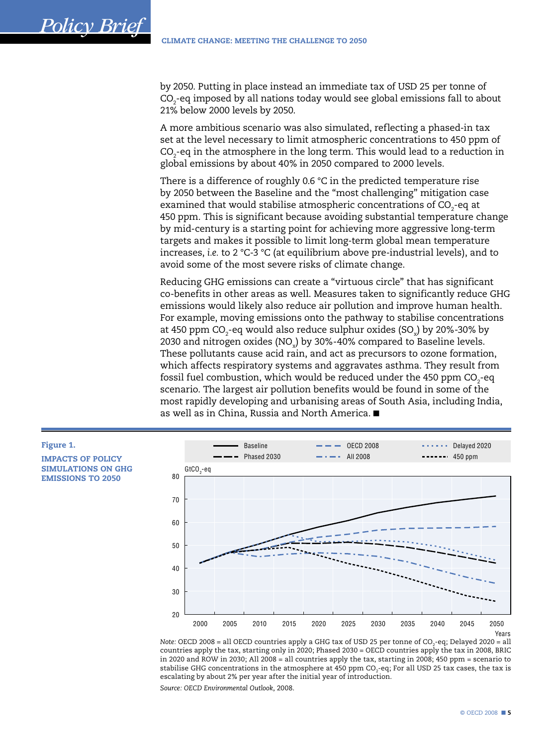by 2050. Putting in place instead an immediate tax of USD 25 per tonne of $CO_2$-eq imposed by all nations today would see global emissions fall to about 21% below 2000 levels by 2050.

A more ambitious scenario was also simulated, reflecting a phased-in tax set at the level necessary to limit atmospheric concentrations to 450 ppm of $CO_2$-eq in the atmosphere in the long term. This would lead to a reduction in global emissions by about 40% in 2050 compared to 2000 levels.

There is a difference of roughly 0.6 °C in the predicted temperature rise by 2050 between the Baseline and the "most challenging" mitigation case examined that would stabilise atmospheric concentrations of $CO_2$-eq at 450 ppm. This is significant because avoiding substantial temperature change by mid-century is a starting point for achieving more aggressive long-term targets and makes it possible to limit long-term global mean temperature increases, *i.e.* to 2 °C-3 °C (at equilibrium above pre-industrial levels), and to avoid some of the most severe risks of climate change.

Reducing GHG emissions can create a "virtuous circle" that has significant co-benefits in other areas as well. Measures taken to significantly reduce GHG emissions would likely also reduce air pollution and improve human health. For example, moving emissions onto the pathway to stabilise concentrations at 450 ppm $CO_2$-eq would also reduce sulphur oxides ($SO_x$) by 20%-30% by 2030 and nitrogen oxides ($NO_x$) by 30%-40% compared to Baseline levels. These pollutants cause acid rain, and act as precursors to ozone formation, which affects respiratory systems and aggravates asthma. They result from fossil fuel combustion, which would be reduced under the 450 ppm $CO_2$-eq scenario. The largest air pollution benefits would be found in some of the most rapidly developing and urbanising areas of South Asia, including India, as well as in China, Russia and North America. ■

**Figure 1.**

**IMPACTS OF POLICY SIMULATIONS ON GHG EMISSIONS TO 2050**

*Note:* OECD 2008 = all OECD countries apply a GHG tax of USD 25 per tonne of $CO_2$-eq; Delayed 2020 = all countries apply the tax, starting only in 2020; Phased 2030 = OECD countries apply the tax in 2008, BRIC in 2020 and ROW in 2030; All 2008 = all countries apply the tax, starting in 2008; 450 ppm = scenario to stabilise GHG concentrations in the atmosphere at 450 ppm $CO_2$-eq; For all USD 25 tax cases, the tax is escalating by about 2% per year after the initial year of introduction.

*Source: OECD Environmental Outlook*, 2008.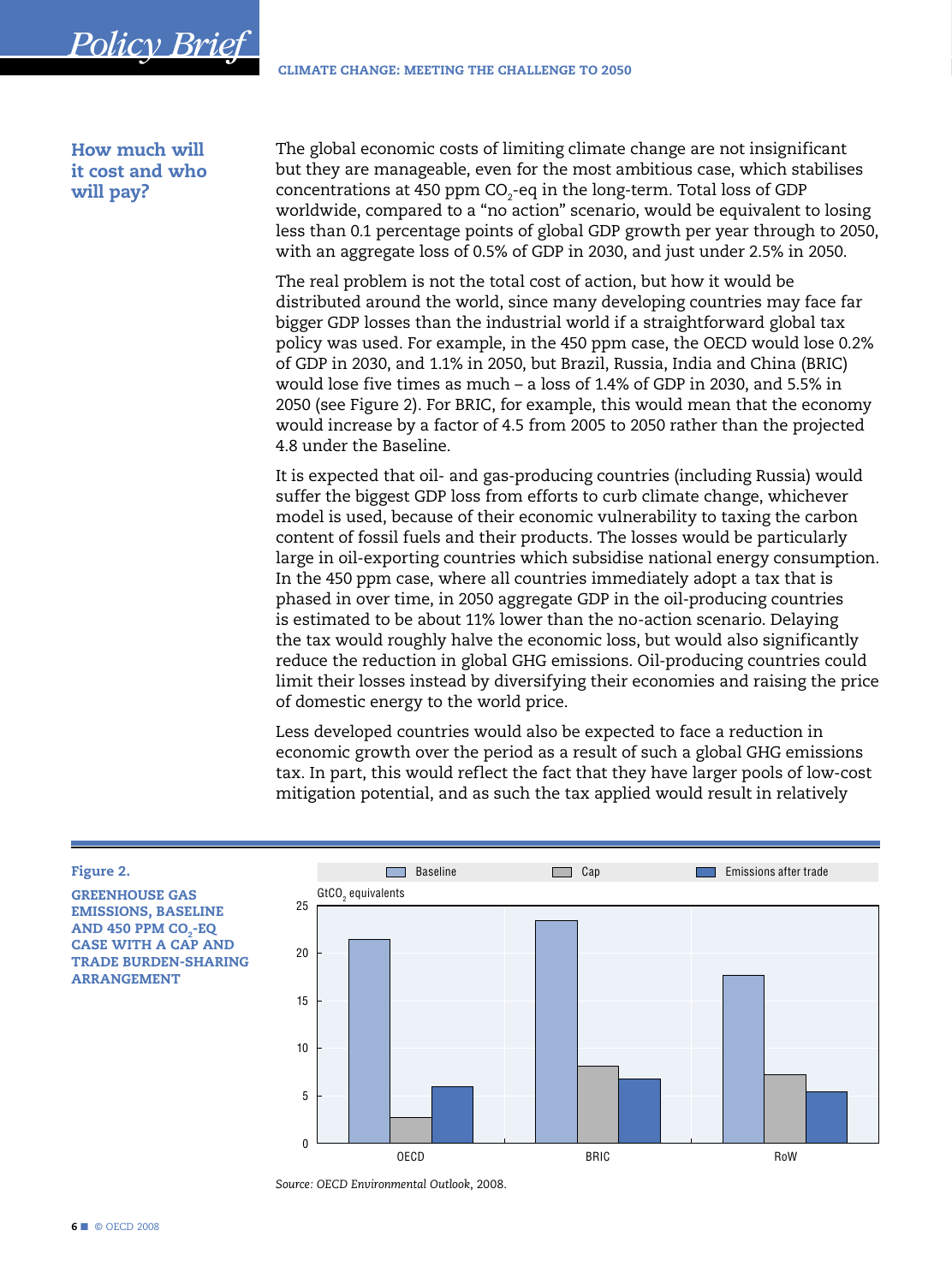### How much will it cost and who will pay?

The global economic costs of limiting climate change are not insignificant but they are manageable, even for the most ambitious case, which stabilises concentrations at 450 ppm $CO_2$-eq in the long-term. Total loss of GDP worldwide, compared to a "no action" scenario, would be equivalent to losing less than 0.1 percentage points of global GDP growth per year through to 2050, with an aggregate loss of 0.5% of GDP in 2030, and just under 2.5% in 2050.

The real problem is not the total cost of action, but how it would be distributed around the world, since many developing countries may face far bigger GDP losses than the industrial world if a straightforward global tax policy was used. For example, in the 450 ppm case, the OECD would lose 0.2% of GDP in 2030, and 1.1% in 2050, but Brazil, Russia, India and China (BRIC) would lose five times as much – a loss of 1.4% of GDP in 2030, and 5.5% in 2050 (see Figure 2). For BRIC, for example, this would mean that the economy would increase by a factor of 4.5 from 2005 to 2050 rather than the projected 4.8 under the Baseline.

It is expected that oil- and gas-producing countries (including Russia) would suffer the biggest GDP loss from efforts to curb climate change, whichever model is used, because of their economic vulnerability to taxing the carbon content of fossil fuels and their products. The losses would be particularly large in oil-exporting countries which subsidise national energy consumption. In the 450 ppm case, where all countries immediately adopt a tax that is phased in over time, in 2050 aggregate GDP in the oil-producing countries is estimated to be about 11% lower than the no-action scenario. Delaying the tax would roughly halve the economic loss, but would also significantly reduce the reduction in global GHG emissions. Oil-producing countries could limit their losses instead by diversifying their economies and raising the price of domestic energy to the world price.

Less developed countries would also be expected to face a reduction in economic growth over the period as a result of such a global GHG emissions tax. In part, this would reflect the fact that they have larger pools of low-cost mitigation potential, and as such the tax applied would result in relatively

**Figure 2.**

**GREENHOUSE GAS EMISSIONS, BASELINE AND 450 PPM $CO_2$-EQ CASE WITH A CAP AND TRADE BURDEN-SHARING ARRANGEMENT**

| $GtCO_2$ equivalents | Baseline | Cap | Emissions after trade |
|---|---|---|---|
| OECD | ~21.5 | ~2.7 | ~6 |
| BRIC | ~23.5 | ~8.1 | ~6.8 |
| RoW | ~17.7 | ~7.2 | ~5.4 |

*Source: OECD Environmental Outlook, 2008.*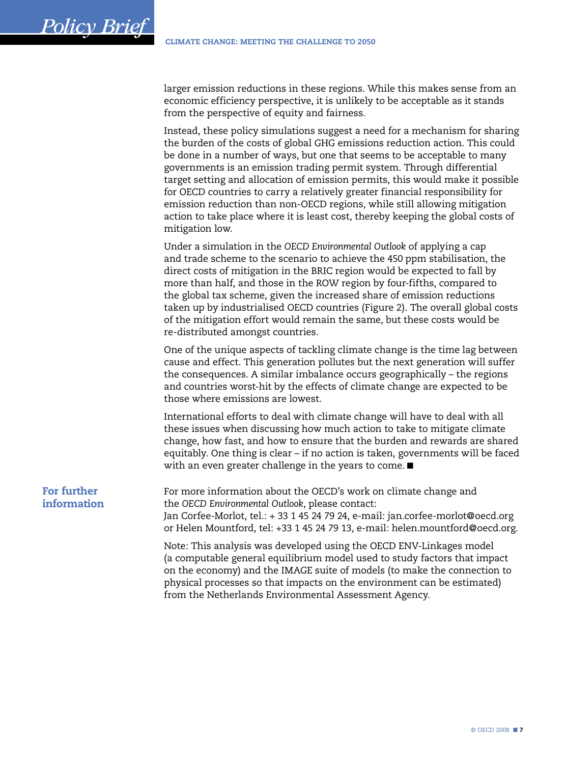larger emission reductions in these regions. While this makes sense from an economic efficiency perspective, it is unlikely to be acceptable as it stands from the perspective of equity and fairness.

Instead, these policy simulations suggest a need for a mechanism for sharing the burden of the costs of global GHG emissions reduction action. This could be done in a number of ways, but one that seems to be acceptable to many governments is an emission trading permit system. Through differential target setting and allocation of emission permits, this would make it possible for OECD countries to carry a relatively greater financial responsibility for emission reduction than non-OECD regions, while still allowing mitigation action to take place where it is least cost, thereby keeping the global costs of mitigation low.

Under a simulation in the *OECD Environmental Outlook* of applying a cap and trade scheme to the scenario to achieve the 450 ppm stabilisation, the direct costs of mitigation in the BRIC region would be expected to fall by more than half, and those in the ROW region by four-fifths, compared to the global tax scheme, given the increased share of emission reductions taken up by industrialised OECD countries (Figure 2). The overall global costs of the mitigation effort would remain the same, but these costs would be re-distributed amongst countries.

One of the unique aspects of tackling climate change is the time lag between cause and effect. This generation pollutes but the next generation will suffer the consequences. A similar imbalance occurs geographically – the regions and countries worst-hit by the effects of climate change are expected to be those where emissions are lowest.

International efforts to deal with climate change will have to deal with all these issues when discussing how much action to take to mitigate climate change, how fast, and how to ensure that the burden and rewards are shared equitably. One thing is clear – if no action is taken, governments will be faced with an even greater challenge in the years to come. ■

## For further information

For more information about the OECD's work on climate change and the *OECD Environmental Outlook*, please contact:
Jan Corfee-Morlot, tel.: + 33 1 45 24 79 24, e-mail: jan.corfee-morlot@oecd.org or Helen Mountford, tel: +33 1 45 24 79 13, e-mail: helen.mountford@oecd.org.

Note: This analysis was developed using the OECD ENV-Linkages model (a computable general equilibrium model used to study factors that impact on the economy) and the IMAGE suite of models (to make the connection to physical processes so that impacts on the environment can be estimated) from the Netherlands Environmental Assessment Agency.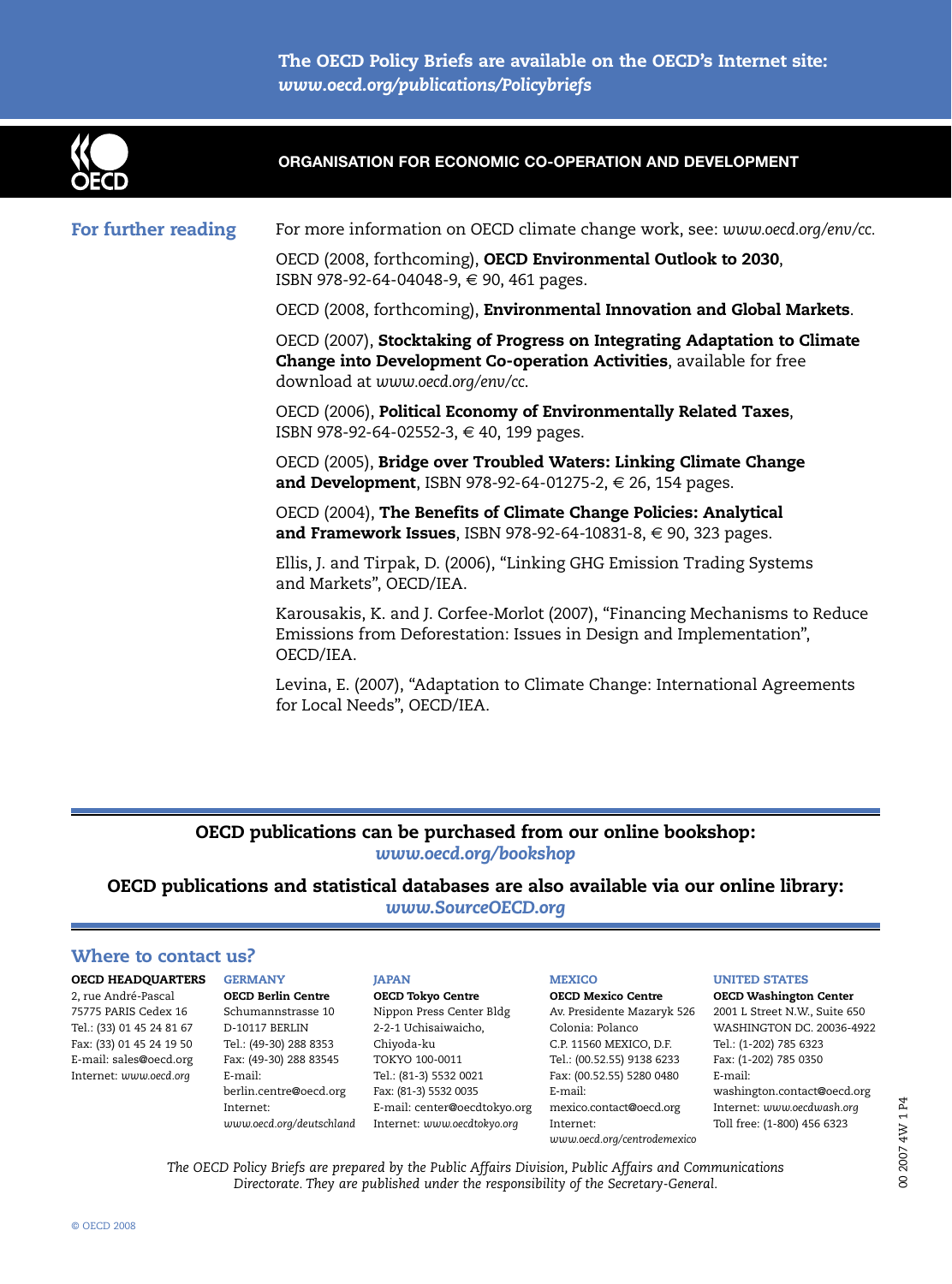**The OECD Policy Briefs are available on the OECD's Internet site:**
***www.oecd.org/publications/Policybriefs***

**ORGANISATION FOR ECONOMIC CO-OPERATION AND DEVELOPMENT**

## For further reading

For more information on OECD climate change work, see: *www.oecd.org/env/cc.*

OECD (2008, forthcoming), **OECD Environmental Outlook to 2030**, ISBN 978-92-64-04048-9, € 90, 461 pages.

OECD (2008, forthcoming), **Environmental Innovation and Global Markets**.

OECD (2007), **Stocktaking of Progress on Integrating Adaptation to Climate Change into Development Co-operation Activities**, available for free download at *www.oecd.org/env/cc.*

OECD (2006), **Political Economy of Environmentally Related Taxes**, ISBN 978-92-64-02552-3, € 40, 199 pages.

OECD (2005), **Bridge over Troubled Waters: Linking Climate Change and Development**, ISBN 978-92-64-01275-2, € 26, 154 pages.

OECD (2004), **The Benefits of Climate Change Policies: Analytical and Framework Issues**, ISBN 978-92-64-10831-8, € 90, 323 pages.

Ellis, J. and Tirpak, D. (2006), "Linking GHG Emission Trading Systems and Markets", OECD/IEA.

Karousakis, K. and J. Corfee-Morlot (2007), "Financing Mechanisms to Reduce Emissions from Deforestation: Issues in Design and Implementation", OECD/IEA.

Levina, E. (2007), "Adaptation to Climate Change: International Agreements for Local Needs", OECD/IEA.

**OECD publications can be purchased from our online bookshop:**
***www.oecd.org/bookshop***

**OECD publications and statistical databases are also available via our online library:**
***www.SourceOECD.org***

## Where to contact us?

**OECD HEADQUARTERS**
2, rue André-Pascal
75775 PARIS Cedex 16
Tel.: (33) 01 45 24 81 67
Fax: (33) 01 45 24 19 50
E-mail: sales@oecd.org
Internet: *www.oecd.org*

**GERMANY**
**OECD Berlin Centre**
Schumannstrasse 10
D-10117 BERLIN
Tel.: (49-30) 288 8353
Fax: (49-30) 288 83545
E-mail: berlin.centre@oecd.org
Internet: *www.oecd.org/deutschland*

**JAPAN**
**OECD Tokyo Centre**
Nippon Press Center Bldg
2-2-1 Uchisaiwaicho,
Chiyoda-ku
TOKYO 100-0011
Tel.: (81-3) 5532 0021
Fax: (81-3) 5532 0035
E-mail: center@oecdtokyo.org
Internet: *www.oecdtokyo.org*

**MEXICO**
**OECD Mexico Centre**
Av. Presidente Mazaryk 526
Colonia: Polanco
C.P. 11560 MEXICO, D.F.
Tel.: (00.52.55) 9138 6233
Fax: (00.52.55) 5280 0480
E-mail: mexico.contact@oecd.org
Internet: *www.oecd.org/centrodemexico*

**UNITED STATES**
**OECD Washington Center**
2001 L Street N.W., Suite 650
WASHINGTON DC. 20036-4922
Tel.: (1-202) 785 6323
Fax: (1-202) 785 0350
E-mail: washington.contact@oecd.org
Internet: *www.oecdwash.org*
Toll free: (1-800) 456 6323

*The OECD Policy Briefs are prepared by the Public Affairs Division, Public Affairs and Communications Directorate. They are published under the responsibility of the Secretary-General.*

00 2007 4W 1 P4

© OECD 2008